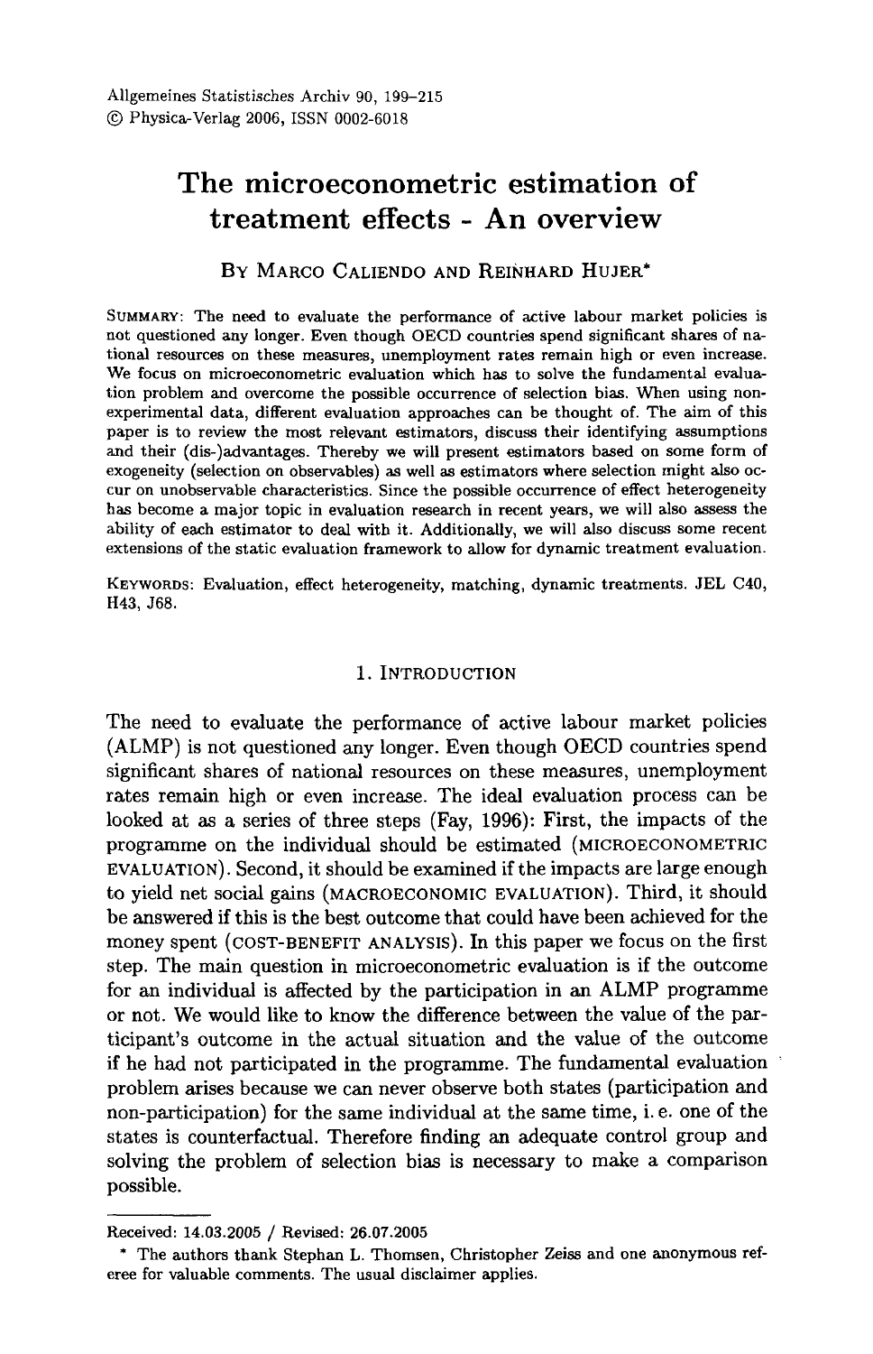Allgemeines Statistisches Archiv 90, 199–215
© Physica-Verlag 2006, ISSN 0002-6018

# The microeconometric estimation of treatment effects - An overview

By Marco Caliendo and Reinhard Hujer*

SUMMARY: The need to evaluate the performance of active labour market policies is not questioned any longer. Even though OECD countries spend significant shares of national resources on these measures, unemployment rates remain high or even increase. We focus on microeconometric evaluation which has to solve the fundamental evaluation problem and overcome the possible occurrence of selection bias. When using non-experimental data, different evaluation approaches can be thought of. The aim of this paper is to review the most relevant estimators, discuss their identifying assumptions and their (dis-)advantages. Thereby we will present estimators based on some form of exogeneity (selection on observables) as well as estimators where selection might also occur on unobservable characteristics. Since the possible occurrence of effect heterogeneity has become a major topic in evaluation research in recent years, we will also assess the ability of each estimator to deal with it. Additionally, we will also discuss some recent extensions of the static evaluation framework to allow for dynamic treatment evaluation.

KEYWORDS: Evaluation, effect heterogeneity, matching, dynamic treatments. JEL C40, H43, J68.

## 1. Introduction

The need to evaluate the performance of active labour market policies (ALMP) is not questioned any longer. Even though OECD countries spend significant shares of national resources on these measures, unemployment rates remain high or even increase. The ideal evaluation process can be looked at as a series of three steps (Fay, 1996): First, the impacts of the programme on the individual should be estimated (MICROECONOMETRIC EVALUATION). Second, it should be examined if the impacts are large enough to yield net social gains (MACROECONOMIC EVALUATION). Third, it should be answered if this is the best outcome that could have been achieved for the money spent (COST-BENEFIT ANALYSIS). In this paper we focus on the first step. The main question in microeconometric evaluation is if the outcome for an individual is affected by the participation in an ALMP programme or not. We would like to know the difference between the value of the participant's outcome in the actual situation and the value of the outcome if he had not participated in the programme. The fundamental evaluation problem arises because we can never observe both states (participation and non-participation) for the same individual at the same time, i.e. one of the states is counterfactual. Therefore finding an adequate control group and solving the problem of selection bias is necessary to make a comparison possible.

Received: 14.03.2005 / Revised: 26.07.2005

* The authors thank Stephan L. Thomsen, Christopher Zeiss and one anonymous referee for valuable comments. The usual disclaimer applies.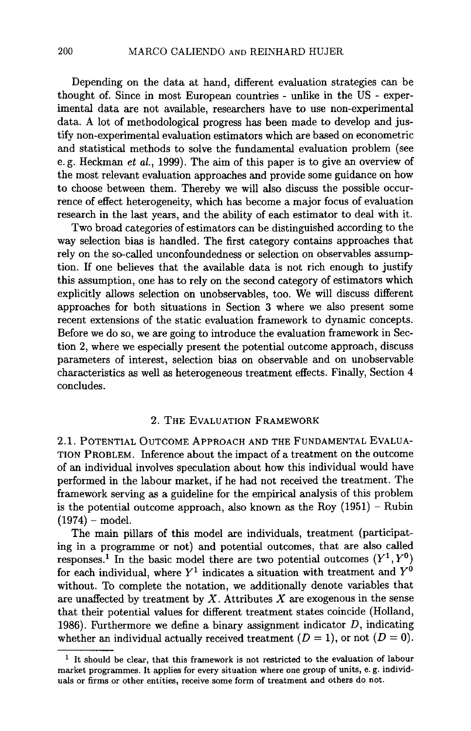Depending on the data at hand, different evaluation strategies can be thought of. Since in most European countries - unlike in the US - experimental data are not available, researchers have to use non-experimental data. A lot of methodological progress has been made to develop and justify non-experimental evaluation estimators which are based on econometric and statistical methods to solve the fundamental evaluation problem (see e. g. Heckman *et al.*, 1999). The aim of this paper is to give an overview of the most relevant evaluation approaches and provide some guidance on how to choose between them. Thereby we will also discuss the possible occurrence of effect heterogeneity, which has become a major focus of evaluation research in the last years, and the ability of each estimator to deal with it.

Two broad categories of estimators can be distinguished according to the way selection bias is handled. The first category contains approaches that rely on the so-called unconfoundedness or selection on observables assumption. If one believes that the available data is not rich enough to justify this assumption, one has to rely on the second category of estimators which explicitly allows selection on unobservables, too. We will discuss different approaches for both situations in Section 3 where we also present some recent extensions of the static evaluation framework to dynamic concepts. Before we do so, we are going to introduce the evaluation framework in Section 2, where we especially present the potential outcome approach, discuss parameters of interest, selection bias on observable and on unobservable characteristics as well as heterogeneous treatment effects. Finally, Section 4 concludes.

## 2. The Evaluation Framework

**2.1. Potential Outcome Approach and the Fundamental Evaluation Problem.** Inference about the impact of a treatment on the outcome of an individual involves speculation about how this individual would have performed in the labour market, if he had not received the treatment. The framework serving as a guideline for the empirical analysis of this problem is the potential outcome approach, also known as the Roy (1951) – Rubin (1974) – model.

The main pillars of this model are individuals, treatment (participating in a programme or not) and potential outcomes, that are also called responses.[1] In the basic model there are two potential outcomes $(Y^1, Y^0)$ for each individual, where $Y^1$ indicates a situation with treatment and $Y^0$ without. To complete the notation, we additionally denote variables that are unaffected by treatment by $X$. Attributes $X$ are exogenous in the sense that their potential values for different treatment states coincide (Holland, 1986). Furthermore we define a binary assignment indicator $D$, indicating whether an individual actually received treatment ($D = 1$), or not ($D = 0$).

[1] It should be clear, that this framework is not restricted to the evaluation of labour market programmes. It applies for every situation where one group of units, e. g. individuals or firms or other entities, receive some form of treatment and others do not.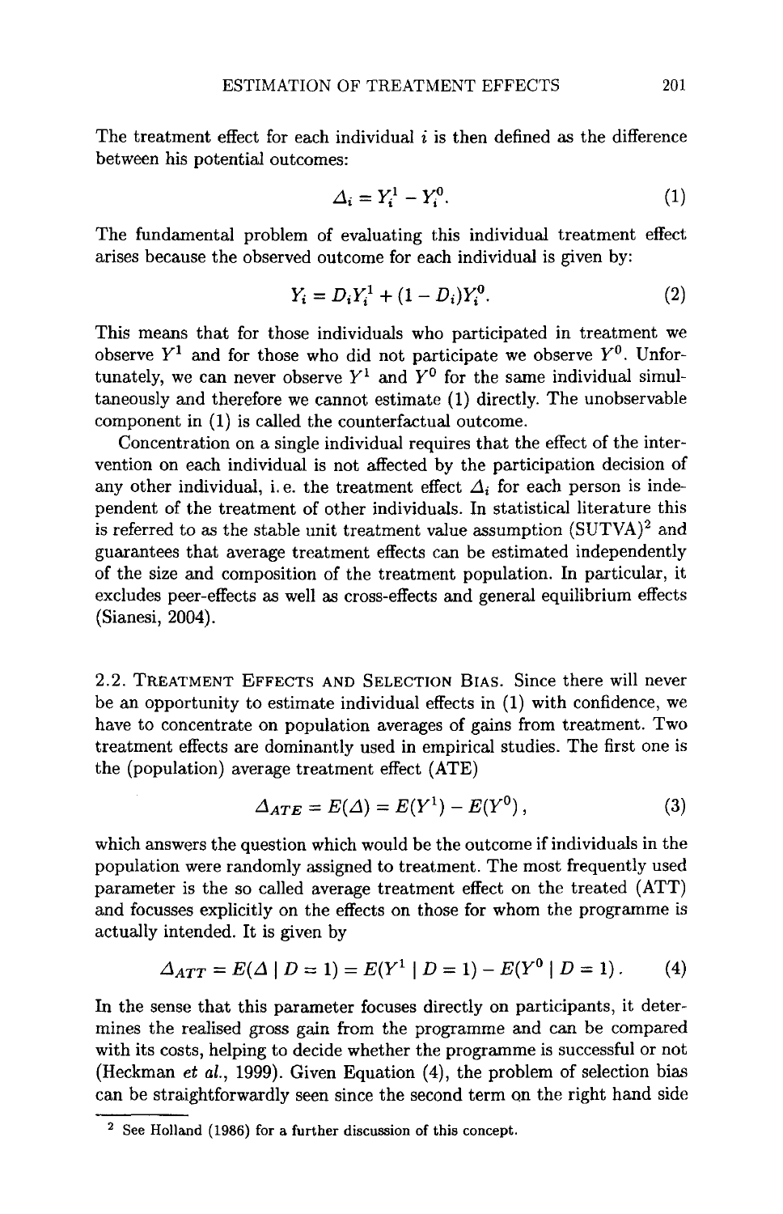The treatment effect for each individual $i$ is then defined as the difference between his potential outcomes:

$$\Delta_i = Y_i^1 - Y_i^0. \tag{1}$$

The fundamental problem of evaluating this individual treatment effect arises because the observed outcome for each individual is given by:

$$Y_i = D_i Y_i^1 + (1 - D_i) Y_i^0. \tag{2}$$

This means that for those individuals who participated in treatment we observe $Y^1$ and for those who did not participate we observe $Y^0$. Unfortunately, we can never observe $Y^1$ and $Y^0$ for the same individual simultaneously and therefore we cannot estimate (1) directly. The unobservable component in (1) is called the counterfactual outcome.

Concentration on a single individual requires that the effect of the intervention on each individual is not affected by the participation decision of any other individual, i.e. the treatment effect $\Delta_i$ for each person is independent of the treatment of other individuals. In statistical literature this is referred to as the stable unit treatment value assumption (SUTVA)[2] and guarantees that average treatment effects can be estimated independently of the size and composition of the treatment population. In particular, it excludes peer-effects as well as cross-effects and general equilibrium effects (Sianesi, 2004).

### 2.2. Treatment Effects and Selection Bias.

Since there will never be an opportunity to estimate individual effects in (1) with confidence, we have to concentrate on population averages of gains from treatment. Two treatment effects are dominantly used in empirical studies. The first one is the (population) average treatment effect (ATE)

$$\Delta_{ATE} = E(\Delta) = E(Y^1) - E(Y^0), \tag{3}$$

which answers the question which would be the outcome if individuals in the population were randomly assigned to treatment. The most frequently used parameter is the so called average treatment effect on the treated (ATT) and focusses explicitly on the effects on those for whom the programme is actually intended. It is given by

$$\Delta_{ATT} = E(\Delta \mid D = 1) = E(Y^1 \mid D = 1) - E(Y^0 \mid D = 1). \tag{4}$$

In the sense that this parameter focuses directly on participants, it determines the realised gross gain from the programme and can be compared with its costs, helping to decide whether the programme is successful or not (Heckman *et al.*, 1999). Given Equation (4), the problem of selection bias can be straightforwardly seen since the second term on the right hand side

[2] See Holland (1986) for a further discussion of this concept.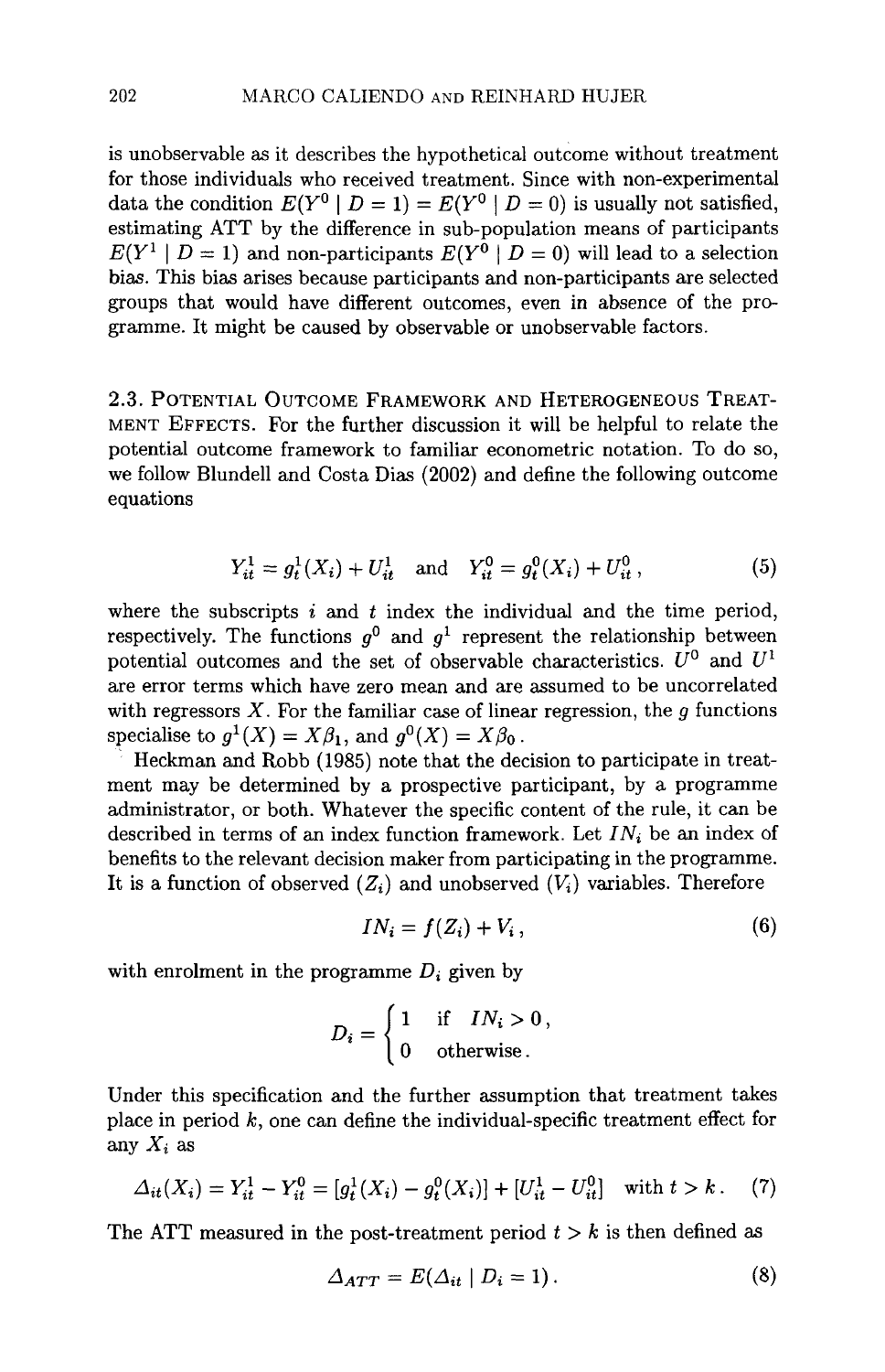is unobservable as it describes the hypothetical outcome without treatment for those individuals who received treatment. Since with non-experimental data the condition $E(Y^0 \mid D = 1) = E(Y^0 \mid D = 0)$ is usually not satisfied, estimating ATT by the difference in sub-population means of participants $E(Y^1 \mid D = 1)$ and non-participants $E(Y^0 \mid D = 0)$ will lead to a selection bias. This bias arises because participants and non-participants are selected groups that would have different outcomes, even in absence of the programme. It might be caused by observable or unobservable factors.

### 2.3. Potential Outcome Framework and Heterogeneous Treatment Effects.

For the further discussion it will be helpful to relate the potential outcome framework to familiar econometric notation. To do so, we follow Blundell and Costa Dias (2002) and define the following outcome equations

$$Y_{it}^1 = g_t^1(X_i) + U_{it}^1 \quad \text{and} \quad Y_{it}^0 = g_t^0(X_i) + U_{it}^0, \tag{5}$$

where the subscripts $i$ and $t$ index the individual and the time period, respectively. The functions $g^0$ and $g^1$ represent the relationship between potential outcomes and the set of observable characteristics. $U^0$ and $U^1$ are error terms which have zero mean and are assumed to be uncorrelated with regressors $X$. For the familiar case of linear regression, the $g$ functions specialise to $g^1(X) = X\beta_1$, and $g^0(X) = X\beta_0$.

Heckman and Robb (1985) note that the decision to participate in treatment may be determined by a prospective participant, by a programme administrator, or both. Whatever the specific content of the rule, it can be described in terms of an index function framework. Let $IN_i$ be an index of benefits to the relevant decision maker from participating in the programme. It is a function of observed ($Z_i$) and unobserved ($V_i$) variables. Therefore

$$IN_i = f(Z_i) + V_i, \tag{6}$$

with enrolment in the programme $D_i$ given by

$$D_i = \begin{cases} 1 & \text{if} \quad IN_i > 0, \\ 0 & \text{otherwise}. \end{cases}$$

Under this specification and the further assumption that treatment takes place in period $k$, one can define the individual-specific treatment effect for any $X_i$ as

$$\Delta_{it}(X_i) = Y_{it}^1 - Y_{it}^0 = [g_t^1(X_i) - g_t^0(X_i)] + [U_{it}^1 - U_{it}^0] \quad \text{with } t > k. \tag{7}$$

The ATT measured in the post-treatment period $t > k$ is then defined as

$$\Delta_{ATT} = E(\Delta_{it} \mid D_i = 1). \tag{8}$$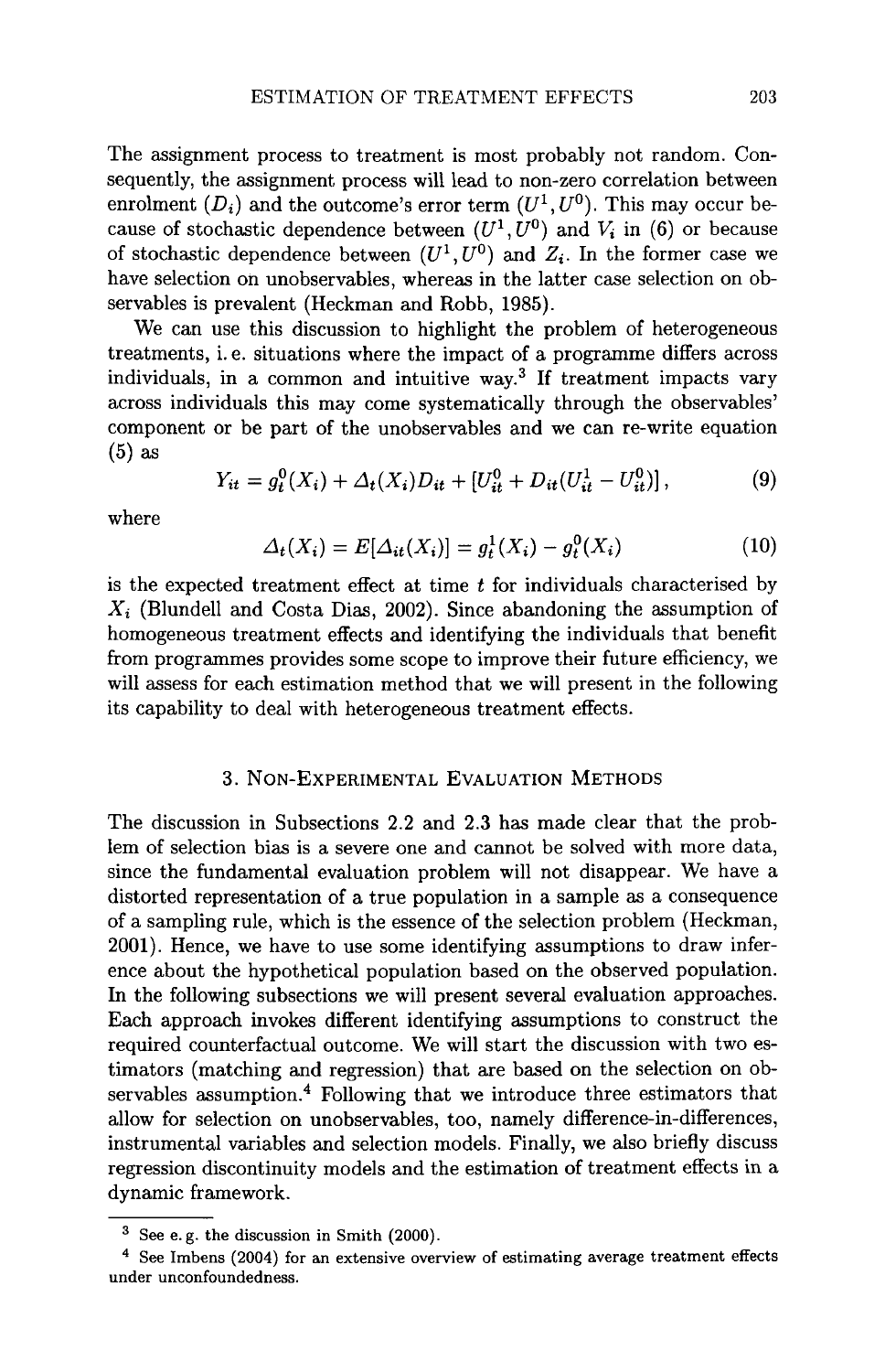The assignment process to treatment is most probably not random. Consequently, the assignment process will lead to non-zero correlation between enrolment ($D_i$) and the outcome's error term ($U^1, U^0$). This may occur because of stochastic dependence between ($U^1, U^0$) and $V_i$ in (6) or because of stochastic dependence between ($U^1, U^0$) and $Z_i$. In the former case we have selection on unobservables, whereas in the latter case selection on observables is prevalent (Heckman and Robb, 1985).

We can use this discussion to highlight the problem of heterogeneous treatments, i. e. situations where the impact of a programme differs across individuals, in a common and intuitive way.[3] If treatment impacts vary across individuals this may come systematically through the observables' component or be part of the unobservables and we can re-write equation (5) as

$$Y_{it} = g_t^0(X_i) + \Delta_t(X_i)D_{it} + [U_{it}^0 + D_{it}(U_{it}^1 - U_{it}^0)], \tag{9}$$

where

$$\Delta_t(X_i) = E[\Delta_{it}(X_i)] = g_t^1(X_i) - g_t^0(X_i) \tag{10}$$

is the expected treatment effect at time $t$ for individuals characterised by $X_i$ (Blundell and Costa Dias, 2002). Since abandoning the assumption of homogeneous treatment effects and identifying the individuals that benefit from programmes provides some scope to improve their future efficiency, we will assess for each estimation method that we will present in the following its capability to deal with heterogeneous treatment effects.

## 3. Non-Experimental Evaluation Methods

The discussion in Subsections 2.2 and 2.3 has made clear that the problem of selection bias is a severe one and cannot be solved with more data, since the fundamental evaluation problem will not disappear. We have a distorted representation of a true population in a sample as a consequence of a sampling rule, which is the essence of the selection problem (Heckman, 2001). Hence, we have to use some identifying assumptions to draw inference about the hypothetical population based on the observed population. In the following subsections we will present several evaluation approaches. Each approach invokes different identifying assumptions to construct the required counterfactual outcome. We will start the discussion with two estimators (matching and regression) that are based on the selection on observables assumption.[4] Following that we introduce three estimators that allow for selection on unobservables, too, namely difference-in-differences, instrumental variables and selection models. Finally, we also briefly discuss regression discontinuity models and the estimation of treatment effects in a dynamic framework.

---

[3] See e. g. the discussion in Smith (2000).

[4] See Imbens (2004) for an extensive overview of estimating average treatment effects under unconfoundedness.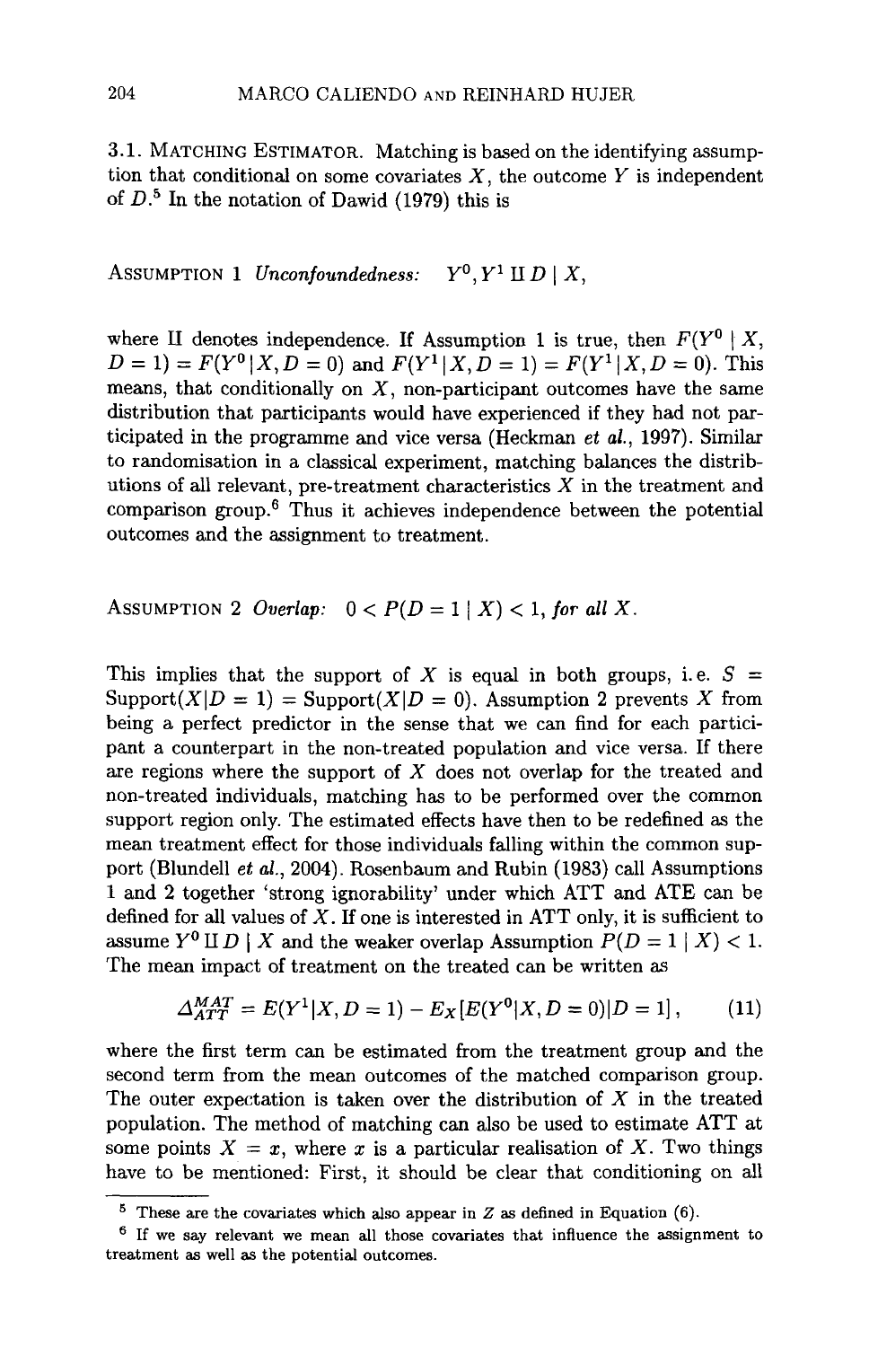3.1. MATCHING ESTIMATOR. Matching is based on the identifying assumption that conditional on some covariates $X$, the outcome $Y$ is independent of $D$.[5] In the notation of Dawid (1979) this is

ASSUMPTION 1 *Unconfoundedness:* $Y^0, Y^1 \amalg D \mid X$,

where $\amalg$ denotes independence. If Assumption 1 is true, then $F(Y^0 \mid X, D = 1) = F(Y^0 \mid X, D = 0)$ and $F(Y^1 \mid X, D = 1) = F(Y^1 \mid X, D = 0)$. This means, that conditionally on $X$, non-participant outcomes have the same distribution that participants would have experienced if they had not participated in the programme and vice versa (Heckman *et al.*, 1997). Similar to randomisation in a classical experiment, matching balances the distributions of all relevant, pre-treatment characteristics $X$ in the treatment and comparison group.[6] Thus it achieves independence between the potential outcomes and the assignment to treatment.

ASSUMPTION 2 *Overlap:* $0 < P(D = 1 \mid X) < 1$, *for all* $X$.

This implies that the support of $X$ is equal in both groups, i.e. $S = \text{Support}(X|D = 1) = \text{Support}(X|D = 0)$. Assumption 2 prevents $X$ from being a perfect predictor in the sense that we can find for each participant a counterpart in the non-treated population and vice versa. If there are regions where the support of $X$ does not overlap for the treated and non-treated individuals, matching has to be performed over the common support region only. The estimated effects have then to be redefined as the mean treatment effect for those individuals falling within the common support (Blundell *et al.*, 2004). Rosenbaum and Rubin (1983) call Assumptions 1 and 2 together 'strong ignorability' under which ATT and ATE can be defined for all values of $X$. If one is interested in ATT only, it is sufficient to assume $Y^0 \amalg D \mid X$ and the weaker overlap Assumption $P(D = 1 \mid X) < 1$. The mean impact of treatment on the treated can be written as

$$\Delta_{ATT}^{MAT} = E(Y^1|X, D = 1) - E_X[E(Y^0|X, D = 0)|D = 1], \tag{11}$$

where the first term can be estimated from the treatment group and the second term from the mean outcomes of the matched comparison group. The outer expectation is taken over the distribution of $X$ in the treated population. The method of matching can also be used to estimate ATT at some points $X = x$, where $x$ is a particular realisation of $X$. Two things have to be mentioned: First, it should be clear that conditioning on all

[5] These are the covariates which also appear in $Z$ as defined in Equation (6).

[6] If we say relevant we mean all those covariates that influence the assignment to treatment as well as the potential outcomes.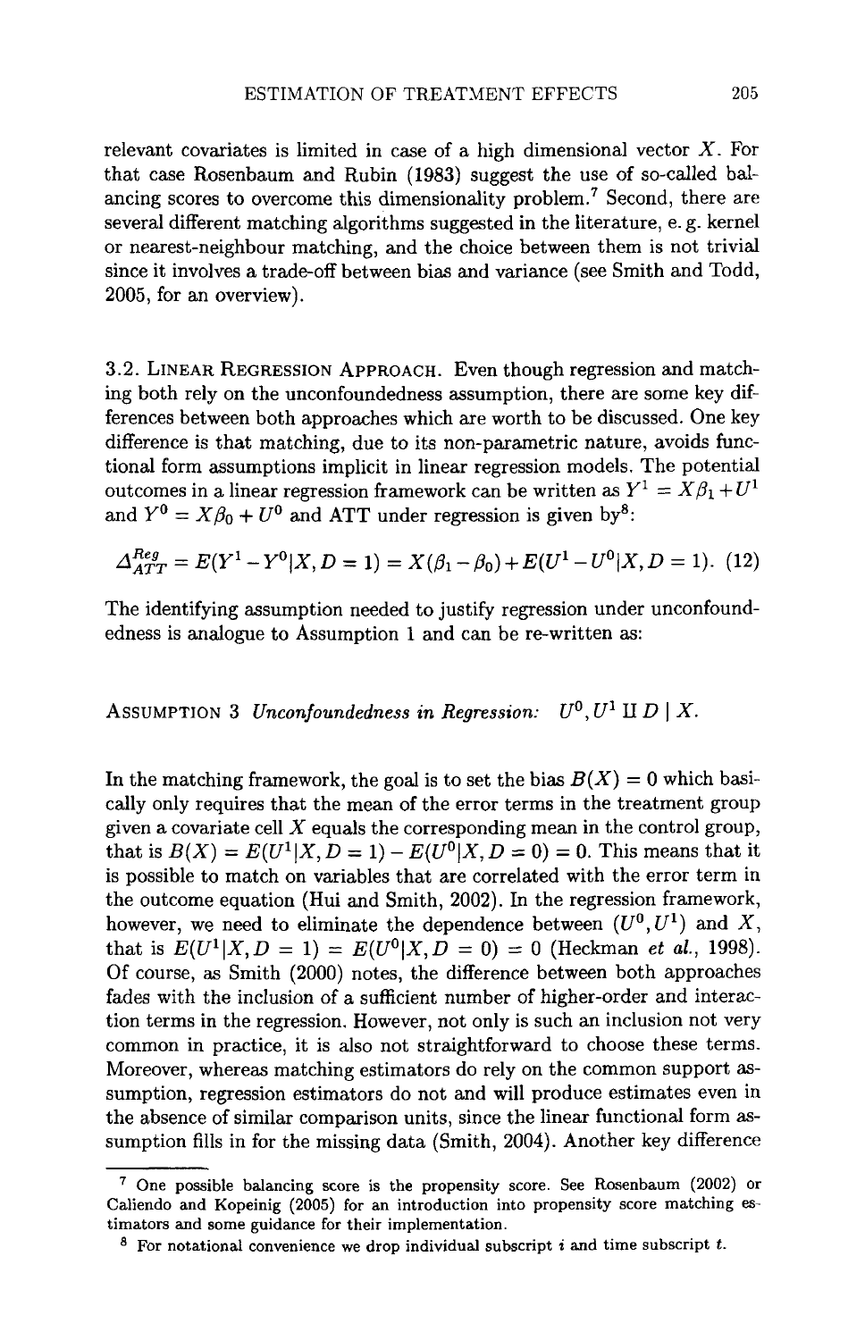relevant covariates is limited in case of a high dimensional vector $X$. For that case Rosenbaum and Rubin (1983) suggest the use of so-called balancing scores to overcome this dimensionality problem.[7] Second, there are several different matching algorithms suggested in the literature, e. g. kernel or nearest-neighbour matching, and the choice between them is not trivial since it involves a trade-off between bias and variance (see Smith and Todd, 2005, for an overview).

### 3.2. Linear Regression Approach.

Even though regression and matching both rely on the unconfoundedness assumption, there are some key differences between both approaches which are worth to be discussed. One key difference is that matching, due to its non-parametric nature, avoids functional form assumptions implicit in linear regression models. The potential outcomes in a linear regression framework can be written as $Y^1 = X\beta_1 + U^1$ and $Y^0 = X\beta_0 + U^0$ and ATT under regression is given by[8]:

$$\Delta_{ATT}^{Reg} = E(Y^1 - Y^0|X, D = 1) = X(\beta_1 - \beta_0) + E(U^1 - U^0|X, D = 1). \quad (12)$$

The identifying assumption needed to justify regression under unconfoundedness is analogue to Assumption 1 and can be re-written as:

Assumption 3 *Unconfoundedness in Regression:* $U^0, U^1 \amalg D \mid X$.

In the matching framework, the goal is to set the bias $B(X) = 0$ which basically only requires that the mean of the error terms in the treatment group given a covariate cell $X$ equals the corresponding mean in the control group, that is $B(X) = E(U^1|X, D = 1) - E(U^0|X, D = 0) = 0$. This means that it is possible to match on variables that are correlated with the error term in the outcome equation (Hui and Smith, 2002). In the regression framework, however, we need to eliminate the dependence between $(U^0, U^1)$ and $X$, that is $E(U^1|X, D = 1) = E(U^0|X, D = 0) = 0$ (Heckman *et al.*, 1998). Of course, as Smith (2000) notes, the difference between both approaches fades with the inclusion of a sufficient number of higher-order and interaction terms in the regression. However, not only is such an inclusion not very common in practice, it is also not straightforward to choose these terms. Moreover, whereas matching estimators do rely on the common support assumption, regression estimators do not and will produce estimates even in the absence of similar comparison units, since the linear functional form assumption fills in for the missing data (Smith, 2004). Another key difference

---

[7] One possible balancing score is the propensity score. See Rosenbaum (2002) or Caliendo and Kopeinig (2005) for an introduction into propensity score matching estimators and some guidance for their implementation.

[8] For notational convenience we drop individual subscript $i$ and time subscript $t$.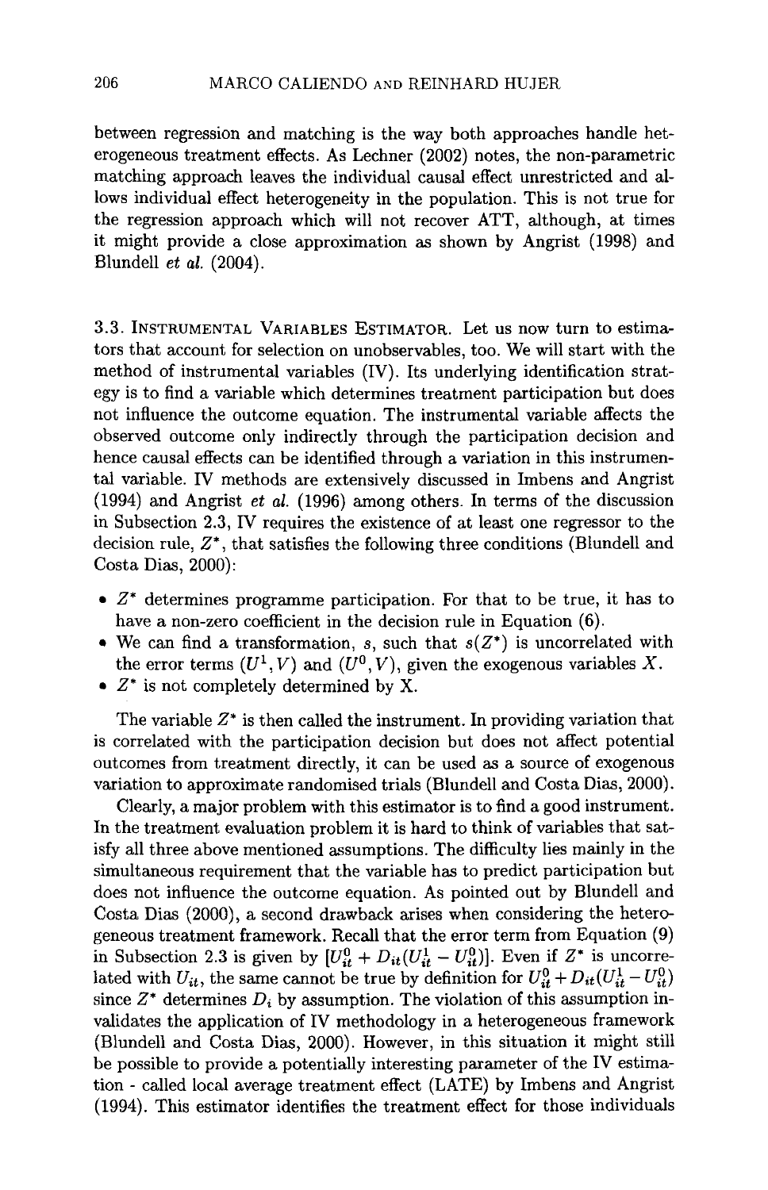between regression and matching is the way both approaches handle heterogeneous treatment effects. As Lechner (2002) notes, the non-parametric matching approach leaves the individual causal effect unrestricted and allows individual effect heterogeneity in the population. This is not true for the regression approach which will not recover ATT, although, at times it might provide a close approximation as shown by Angrist (1998) and Blundell *et al.* (2004).

3.3. INSTRUMENTAL VARIABLES ESTIMATOR. Let us now turn to estimators that account for selection on unobservables, too. We will start with the method of instrumental variables (IV). Its underlying identification strategy is to find a variable which determines treatment participation but does not influence the outcome equation. The instrumental variable affects the observed outcome only indirectly through the participation decision and hence causal effects can be identified through a variation in this instrumental variable. IV methods are extensively discussed in Imbens and Angrist (1994) and Angrist *et al.* (1996) among others. In terms of the discussion in Subsection 2.3, IV requires the existence of at least one regressor to the decision rule, $Z^*$, that satisfies the following three conditions (Blundell and Costa Dias, 2000):

- $Z^*$ determines programme participation. For that to be true, it has to have a non-zero coefficient in the decision rule in Equation (6).
- We can find a transformation, $s$, such that $s(Z^*)$ is uncorrelated with the error terms $(U^1, V)$ and $(U^0, V)$, given the exogenous variables $X$.
- $Z^*$ is not completely determined by X.

The variable $Z^*$ is then called the instrument. In providing variation that is correlated with the participation decision but does not affect potential outcomes from treatment directly, it can be used as a source of exogenous variation to approximate randomised trials (Blundell and Costa Dias, 2000).

Clearly, a major problem with this estimator is to find a good instrument. In the treatment evaluation problem it is hard to think of variables that satisfy all three above mentioned assumptions. The difficulty lies mainly in the simultaneous requirement that the variable has to predict participation but does not influence the outcome equation. As pointed out by Blundell and Costa Dias (2000), a second drawback arises when considering the heterogeneous treatment framework. Recall that the error term from Equation (9) in Subsection 2.3 is given by $[U_{it}^0 + D_{it}(U_{it}^1 - U_{it}^0)]$. Even if $Z^*$ is uncorrelated with $U_{it}$, the same cannot be true by definition for $U_{it}^0 + D_{it}(U_{it}^1 - U_{it}^0)$ since $Z^*$ determines $D_i$ by assumption. The violation of this assumption invalidates the application of IV methodology in a heterogeneous framework (Blundell and Costa Dias, 2000). However, in this situation it might still be possible to provide a potentially interesting parameter of the IV estimation - called local average treatment effect (LATE) by Imbens and Angrist (1994). This estimator identifies the treatment effect for those individuals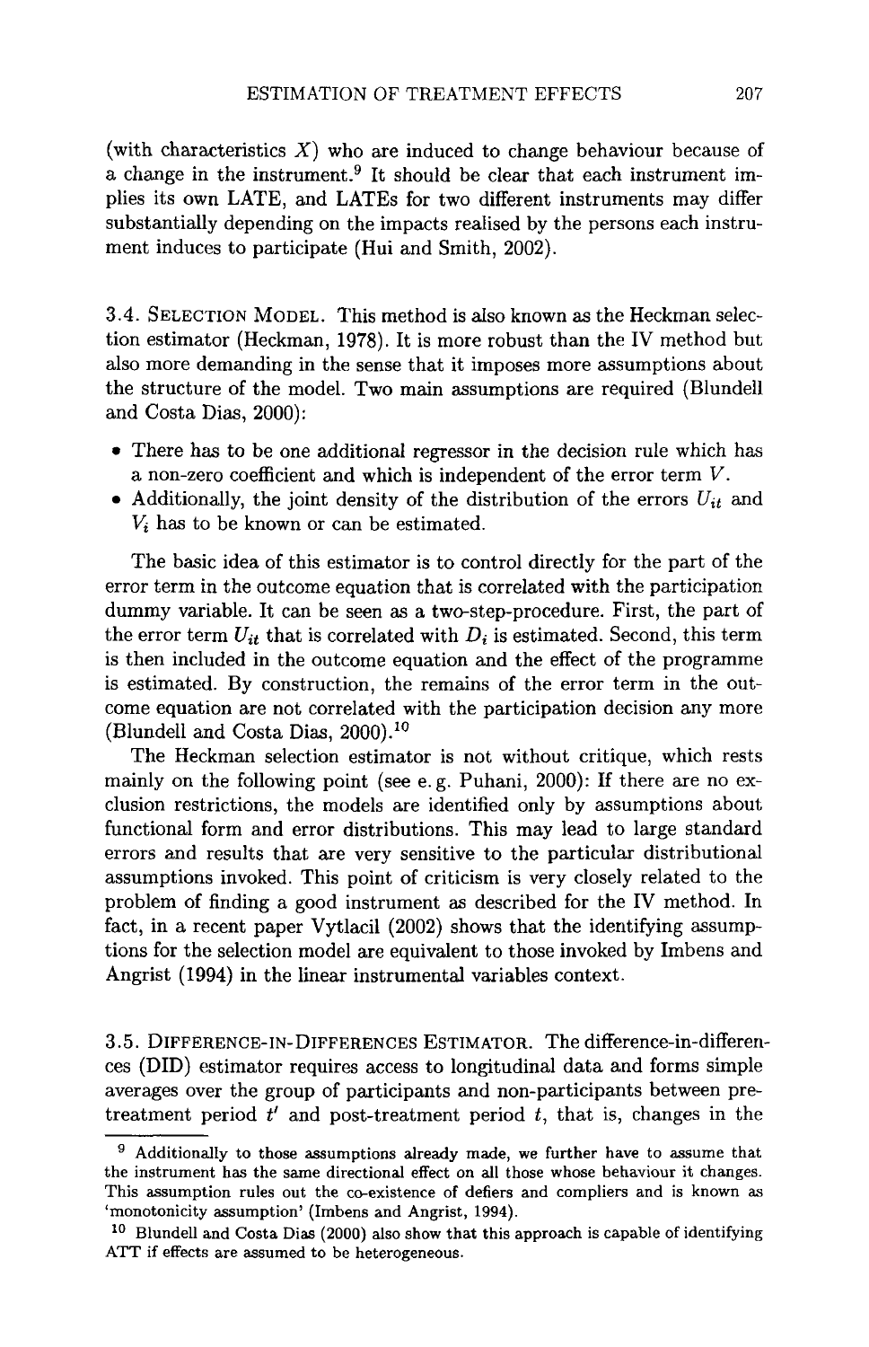(with characteristics $X$) who are induced to change behaviour because of a change in the instrument.[9] It should be clear that each instrument implies its own LATE, and LATEs for two different instruments may differ substantially depending on the impacts realised by the persons each instrument induces to participate (Hui and Smith, 2002).

### 3.4. Selection Model.

This method is also known as the Heckman selection estimator (Heckman, 1978). It is more robust than the IV method but also more demanding in the sense that it imposes more assumptions about the structure of the model. Two main assumptions are required (Blundell and Costa Dias, 2000):

- There has to be one additional regressor in the decision rule which has a non-zero coefficient and which is independent of the error term $V$.
- Additionally, the joint density of the distribution of the errors $U_{it}$ and $V_i$ has to be known or can be estimated.

The basic idea of this estimator is to control directly for the part of the error term in the outcome equation that is correlated with the participation dummy variable. It can be seen as a two-step-procedure. First, the part of the error term $U_{it}$ that is correlated with $D_i$ is estimated. Second, this term is then included in the outcome equation and the effect of the programme is estimated. By construction, the remains of the error term in the outcome equation are not correlated with the participation decision any more (Blundell and Costa Dias, 2000).[10]

The Heckman selection estimator is not without critique, which rests mainly on the following point (see e. g. Puhani, 2000): If there are no exclusion restrictions, the models are identified only by assumptions about functional form and error distributions. This may lead to large standard errors and results that are very sensitive to the particular distributional assumptions invoked. This point of criticism is very closely related to the problem of finding a good instrument as described for the IV method. In fact, in a recent paper Vytlacil (2002) shows that the identifying assumptions for the selection model are equivalent to those invoked by Imbens and Angrist (1994) in the linear instrumental variables context.

### 3.5. Difference-in-Differences Estimator.

The difference-in-differences (DID) estimator requires access to longitudinal data and forms simple averages over the group of participants and non-participants between pre-treatment period $t'$ and post-treatment period $t$, that is, changes in the

---

[9] Additionally to those assumptions already made, we further have to assume that the instrument has the same directional effect on all those whose behaviour it changes. This assumption rules out the co-existence of defiers and compliers and is known as 'monotonicity assumption' (Imbens and Angrist, 1994).

[10] Blundell and Costa Dias (2000) also show that this approach is capable of identifying ATT if effects are assumed to be heterogeneous.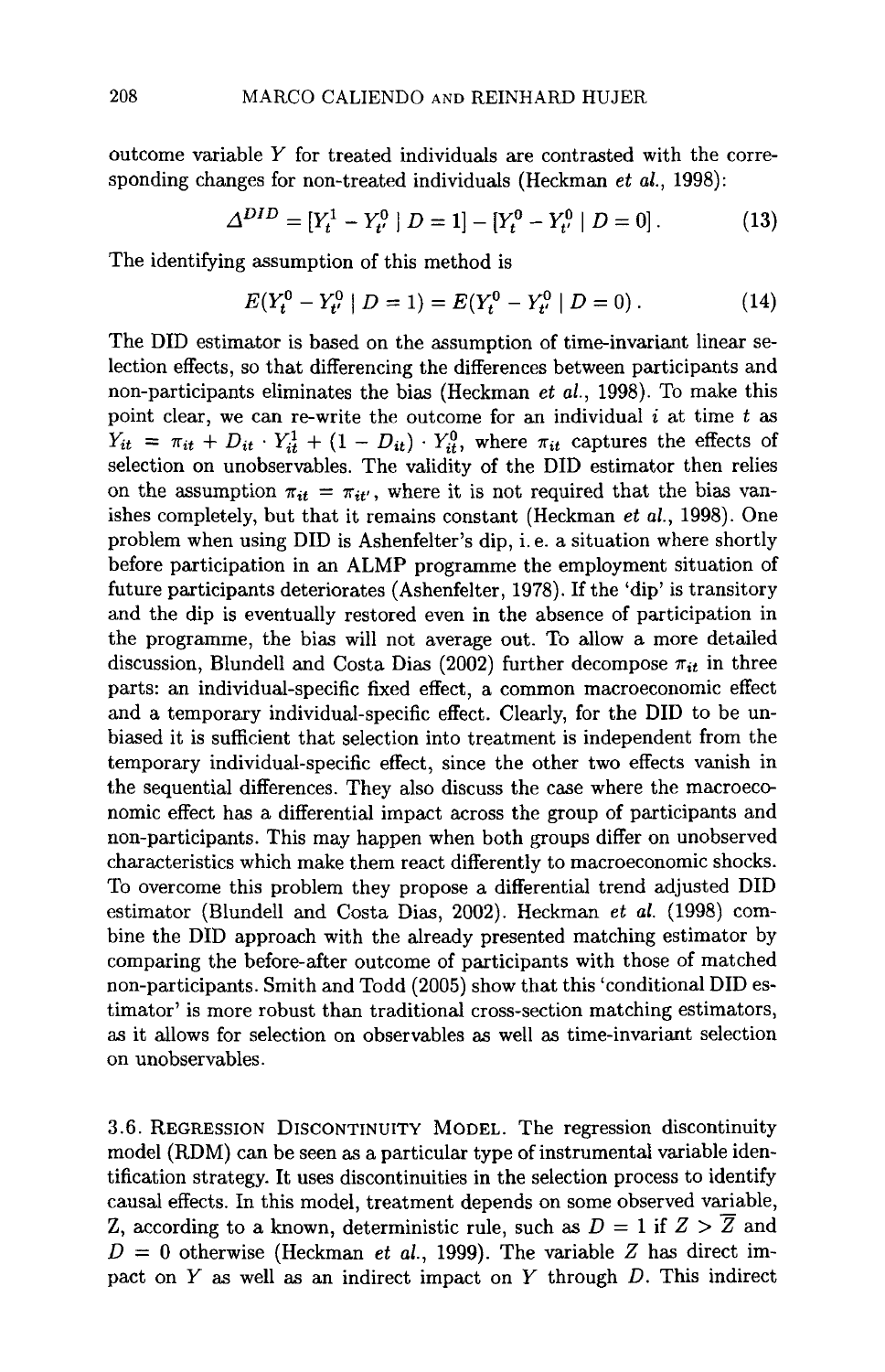outcome variable $Y$ for treated individuals are contrasted with the corresponding changes for non-treated individuals (Heckman *et al.*, 1998):

$$\Delta^{DID} = [Y_t^1 - Y_{t'}^0 \mid D = 1] - [Y_t^0 - Y_{t'}^0 \mid D = 0]. \tag{13}$$

The identifying assumption of this method is

$$E(Y_t^0 - Y_{t'}^0 \mid D = 1) = E(Y_t^0 - Y_{t'}^0 \mid D = 0). \tag{14}$$

The DID estimator is based on the assumption of time-invariant linear selection effects, so that differencing the differences between participants and non-participants eliminates the bias (Heckman *et al.*, 1998). To make this point clear, we can re-write the outcome for an individual $i$ at time $t$ as $Y_{it} = \pi_{it} + D_{it} \cdot Y_{it}^1 + (1 - D_{it}) \cdot Y_{it}^0$, where $\pi_{it}$ captures the effects of selection on unobservables. The validity of the DID estimator then relies on the assumption $\pi_{it} = \pi_{it'}$, where it is not required that the bias vanishes completely, but that it remains constant (Heckman *et al.*, 1998). One problem when using DID is Ashenfelter's dip, i. e. a situation where shortly before participation in an ALMP programme the employment situation of future participants deteriorates (Ashenfelter, 1978). If the 'dip' is transitory and the dip is eventually restored even in the absence of participation in the programme, the bias will not average out. To allow a more detailed discussion, Blundell and Costa Dias (2002) further decompose $\pi_{it}$ in three parts: an individual-specific fixed effect, a common macroeconomic effect and a temporary individual-specific effect. Clearly, for the DID to be unbiased it is sufficient that selection into treatment is independent from the temporary individual-specific effect, since the other two effects vanish in the sequential differences. They also discuss the case where the macroeconomic effect has a differential impact across the group of participants and non-participants. This may happen when both groups differ on unobserved characteristics which make them react differently to macroeconomic shocks. To overcome this problem they propose a differential trend adjusted DID estimator (Blundell and Costa Dias, 2002). Heckman *et al.* (1998) combine the DID approach with the already presented matching estimator by comparing the before-after outcome of participants with those of matched non-participants. Smith and Todd (2005) show that this 'conditional DID estimator' is more robust than traditional cross-section matching estimators, as it allows for selection on observables as well as time-invariant selection on unobservables.

3.6. Regression Discontinuity Model. The regression discontinuity model (RDM) can be seen as a particular type of instrumental variable identification strategy. It uses discontinuities in the selection process to identify causal effects. In this model, treatment depends on some observed variable, $Z$, according to a known, deterministic rule, such as $D = 1$ if $Z > \overline{Z}$ and $D = 0$ otherwise (Heckman *et al.*, 1999). The variable $Z$ has direct impact on $Y$ as well as an indirect impact on $Y$ through $D$. This indirect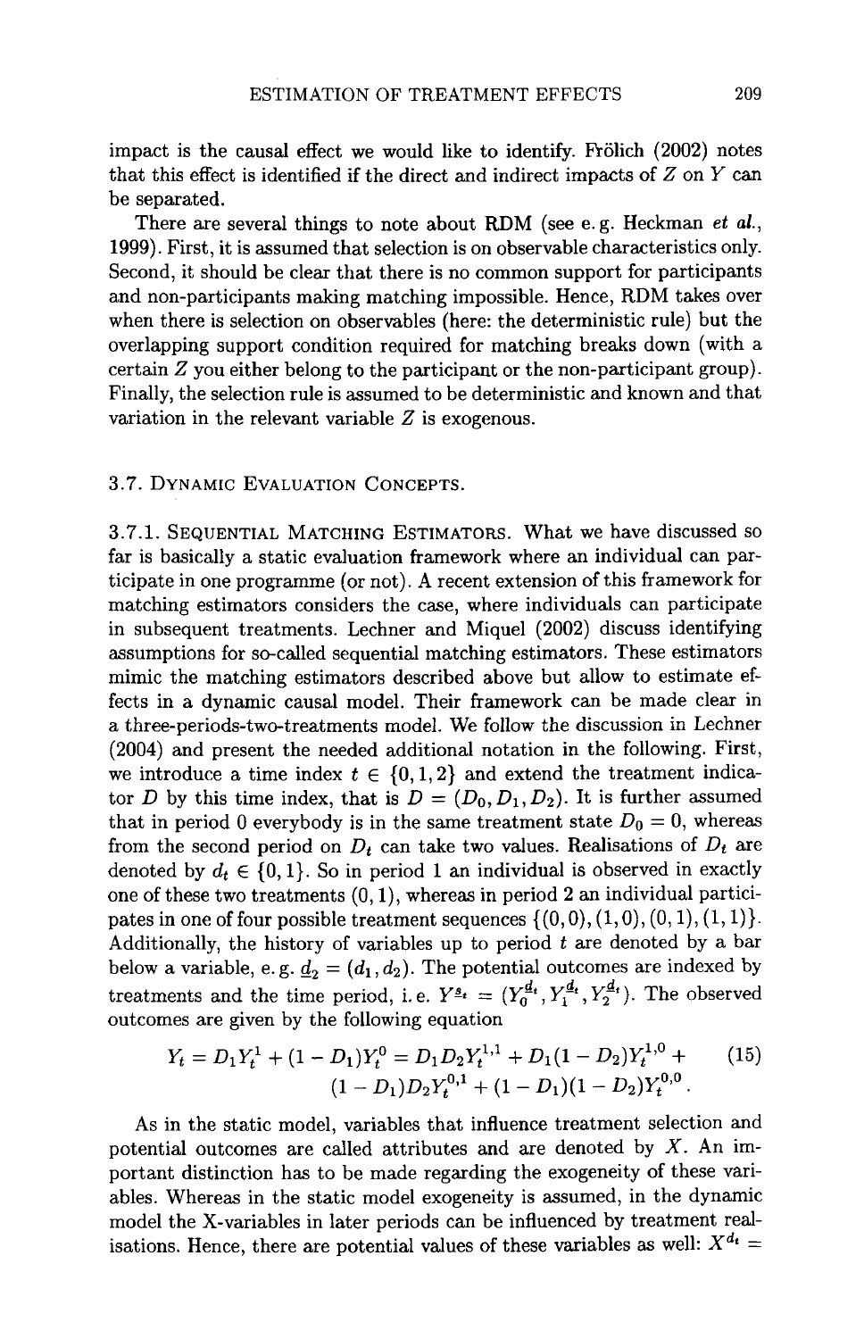impact is the causal effect we would like to identify. Frölich (2002) notes that this effect is identified if the direct and indirect impacts of $Z$ on $Y$ can be separated.

There are several things to note about RDM (see e. g. Heckman *et al.*, 1999). First, it is assumed that selection is on observable characteristics only. Second, it should be clear that there is no common support for participants and non-participants making matching impossible. Hence, RDM takes over when there is selection on observables (here: the deterministic rule) but the overlapping support condition required for matching breaks down (with a certain $Z$ you either belong to the participant or the non-participant group). Finally, the selection rule is assumed to be deterministic and known and that variation in the relevant variable $Z$ is exogenous.

### 3.7. Dynamic Evaluation Concepts.

**3.7.1. Sequential Matching Estimators.** What we have discussed so far is basically a static evaluation framework where an individual can participate in one programme (or not). A recent extension of this framework for matching estimators considers the case, where individuals can participate in subsequent treatments. Lechner and Miquel (2002) discuss identifying assumptions for so-called sequential matching estimators. These estimators mimic the matching estimators described above but allow to estimate effects in a dynamic causal model. Their framework can be made clear in a three-periods-two-treatments model. We follow the discussion in Lechner (2004) and present the needed additional notation in the following. First, we introduce a time index $t \in \{0, 1, 2\}$ and extend the treatment indicator $D$ by this time index, that is $D = (D_0, D_1, D_2)$. It is further assumed that in period 0 everybody is in the same treatment state $D_0 = 0$, whereas from the second period on $D_t$ can take two values. Realisations of $D_t$ are denoted by $d_t \in \{0, 1\}$. So in period 1 an individual is observed in exactly one of these two treatments $(0, 1)$, whereas in period 2 an individual participates in one of four possible treatment sequences $\{(0,0), (1,0), (0,1), (1,1)\}$. Additionally, the history of variables up to period $t$ are denoted by a bar below a variable, e. g. $\underline{d}_2 = (d_1, d_2)$. The potential outcomes are indexed by treatments and the time period, i. e. $Y^{\underline{d}_t} = (Y_0^{\underline{d}_t}, Y_1^{\underline{d}_t}, Y_2^{\underline{d}_t})$. The observed outcomes are given by the following equation

$$Y_t = D_1 Y_t^1 + (1 - D_1) Y_t^0 = D_1 D_2 Y_t^{1,1} + D_1(1 - D_2) Y_t^{1,0} + (1 - D_1) D_2 Y_t^{0,1} + (1 - D_1)(1 - D_2) Y_t^{0,0}. \tag{15}$$

As in the static model, variables that influence treatment selection and potential outcomes are called attributes and are denoted by $X$. An important distinction has to be made regarding the exogeneity of these variables. Whereas in the static model exogeneity is assumed, in the dynamic model the X-variables in later periods can be influenced by treatment realisations. Hence, there are potential values of these variables as well: $X^{\underline{d}_t} =$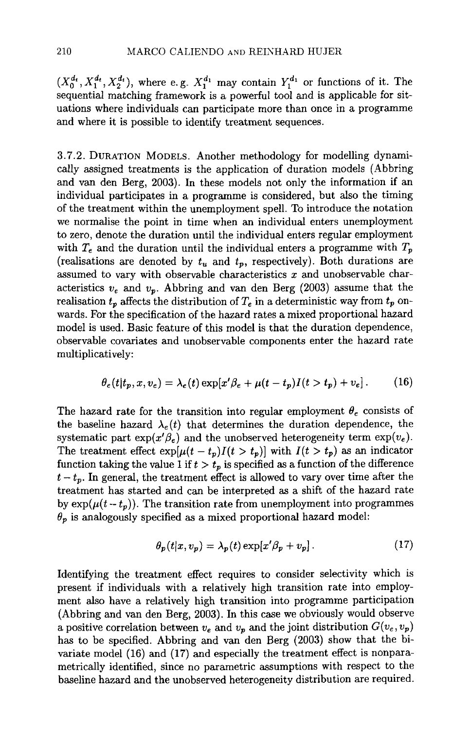$(X_0^{d_t}, X_1^{d_t}, X_2^{d_t})$, where e.g. $X_1^{d_1}$ may contain $Y_1^{d_1}$ or functions of it. The sequential matching framework is a powerful tool and is applicable for situations where individuals can participate more than once in a programme and where it is possible to identify treatment sequences.

### 3.7.2. Duration Models.

Another methodology for modelling dynamically assigned treatments is the application of duration models (Abbring and van den Berg, 2003). In these models not only the information if an individual participates in a programme is considered, but also the timing of the treatment within the unemployment spell. To introduce the notation we normalise the point in time when an individual enters unemployment to zero, denote the duration until the individual enters regular employment with $T_e$ and the duration until the individual enters a programme with $T_p$ (realisations are denoted by $t_u$ and $t_p$, respectively). Both durations are assumed to vary with observable characteristics $x$ and unobservable characteristics $v_e$ and $v_p$. Abbring and van den Berg (2003) assume that the realisation $t_p$ affects the distribution of $T_e$ in a deterministic way from $t_p$ onwards. For the specification of the hazard rates a mixed proportional hazard model is used. Basic feature of this model is that the duration dependence, observable covariates and unobservable components enter the hazard rate multiplicatively:

$$\theta_e(t|t_p, x, v_e) = \lambda_e(t) \exp[x'\beta_e + \mu(t - t_p)I(t > t_p) + v_e]. \tag{16}$$

The hazard rate for the transition into regular employment $\theta_e$ consists of the baseline hazard $\lambda_e(t)$ that determines the duration dependence, the systematic part $\exp(x'\beta_e)$ and the unobserved heterogeneity term $\exp(v_e)$. The treatment effect $\exp[\mu(t - t_p)I(t > t_p)]$ with $I(t > t_p)$ as an indicator function taking the value 1 if $t > t_p$ is specified as a function of the difference $t - t_p$. In general, the treatment effect is allowed to vary over time after the treatment has started and can be interpreted as a shift of the hazard rate by $\exp(\mu(t - t_p))$. The transition rate from unemployment into programmes $\theta_p$ is analogously specified as a mixed proportional hazard model:

$$\theta_p(t|x, v_p) = \lambda_p(t) \exp[x'\beta_p + v_p]. \tag{17}$$

Identifying the treatment effect requires to consider selectivity which is present if individuals with a relatively high transition rate into employment also have a relatively high transition into programme participation (Abbring and van den Berg, 2003). In this case we obviously would observe a positive correlation between $v_e$ and $v_p$ and the joint distribution $G(v_e, v_p)$ has to be specified. Abbring and van den Berg (2003) show that the bivariate model (16) and (17) and especially the treatment effect is nonparametrically identified, since no parametric assumptions with respect to the baseline hazard and the unobserved heterogeneity distribution are required.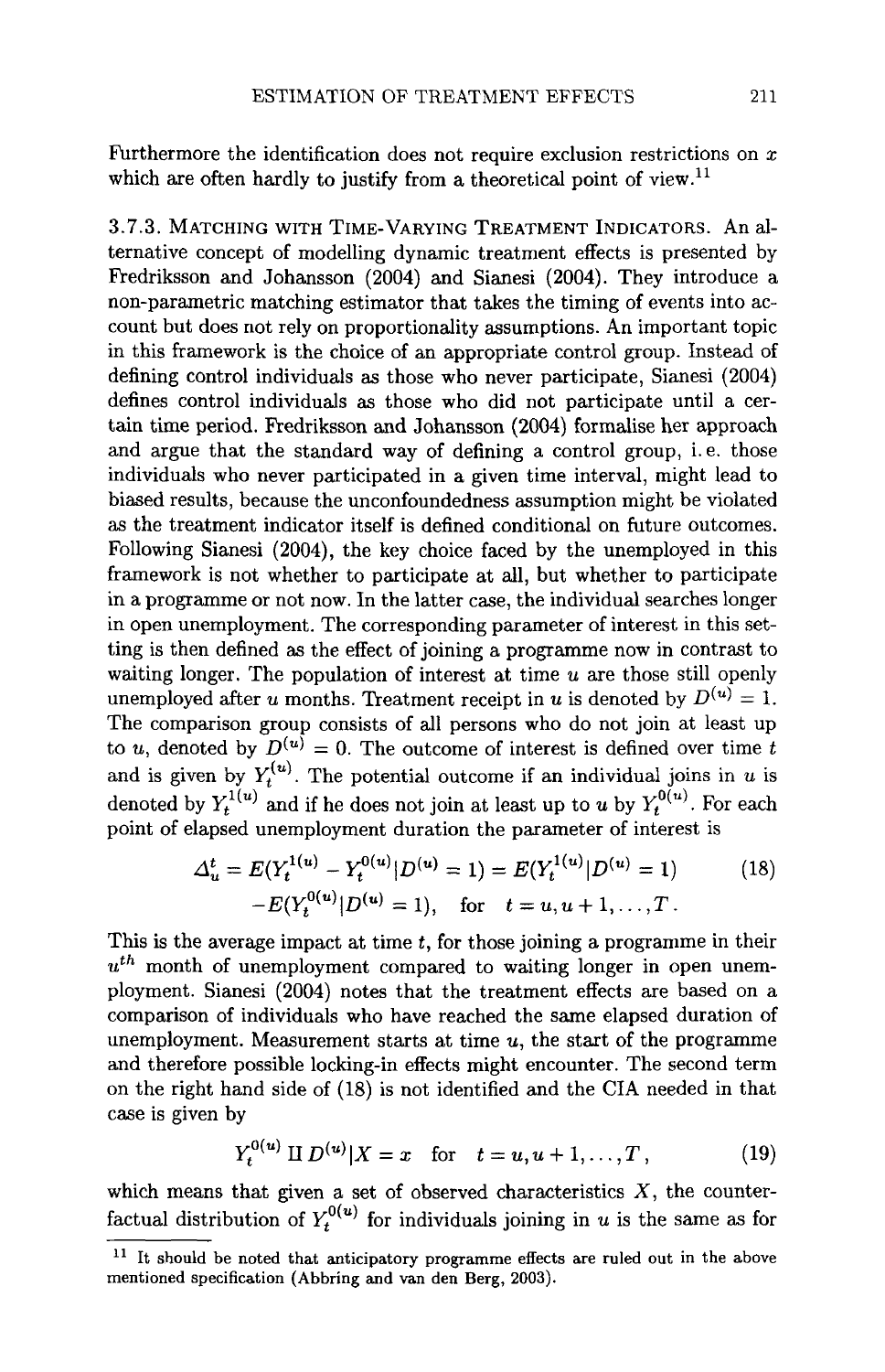Furthermore the identification does not require exclusion restrictions on $x$ which are often hardly to justify from a theoretical point of view.[11]

3.7.3. MATCHING WITH TIME-VARYING TREATMENT INDICATORS. An alternative concept of modelling dynamic treatment effects is presented by Fredriksson and Johansson (2004) and Sianesi (2004). They introduce a non-parametric matching estimator that takes the timing of events into account but does not rely on proportionality assumptions. An important topic in this framework is the choice of an appropriate control group. Instead of defining control individuals as those who never participate, Sianesi (2004) defines control individuals as those who did not participate until a certain time period. Fredriksson and Johansson (2004) formalise her approach and argue that the standard way of defining a control group, i. e. those individuals who never participated in a given time interval, might lead to biased results, because the unconfoundedness assumption might be violated as the treatment indicator itself is defined conditional on future outcomes. Following Sianesi (2004), the key choice faced by the unemployed in this framework is not whether to participate at all, but whether to participate in a programme or not now. In the latter case, the individual searches longer in open unemployment. The corresponding parameter of interest in this setting is then defined as the effect of joining a programme now in contrast to waiting longer. The population of interest at time $u$ are those still openly unemployed after $u$ months. Treatment receipt in $u$ is denoted by $D^{(u)} = 1$. The comparison group consists of all persons who do not join at least up to $u$, denoted by $D^{(u)} = 0$. The outcome of interest is defined over time $t$ and is given by $Y_t^{(u)}$. The potential outcome if an individual joins in $u$ is denoted by $Y_t^{1(u)}$ and if he does not join at least up to $u$ by $Y_t^{0(u)}$. For each point of elapsed unemployment duration the parameter of interest is

$$\Delta_u^t = E(Y_t^{1(u)} - Y_t^{0(u)} | D^{(u)} = 1) = E(Y_t^{1(u)} | D^{(u)} = 1) - E(Y_t^{0(u)} | D^{(u)} = 1), \quad \text{for} \quad t = u, u+1, \ldots, T. \tag{18}$$

This is the average impact at time $t$, for those joining a programme in their $u^{th}$ month of unemployment compared to waiting longer in open unemployment. Sianesi (2004) notes that the treatment effects are based on a comparison of individuals who have reached the same elapsed duration of unemployment. Measurement starts at time $u$, the start of the programme and therefore possible locking-in effects might encounter. The second term on the right hand side of (18) is not identified and the CIA needed in that case is given by

$$Y_t^{0(u)} \amalg D^{(u)} | X = x \quad \text{for} \quad t = u, u+1, \ldots, T, \tag{19}$$

which means that given a set of observed characteristics $X$, the counterfactual distribution of $Y_t^{0(u)}$ for individuals joining in $u$ is the same as for

[11] It should be noted that anticipatory programme effects are ruled out in the above mentioned specification (Abbring and van den Berg, 2003).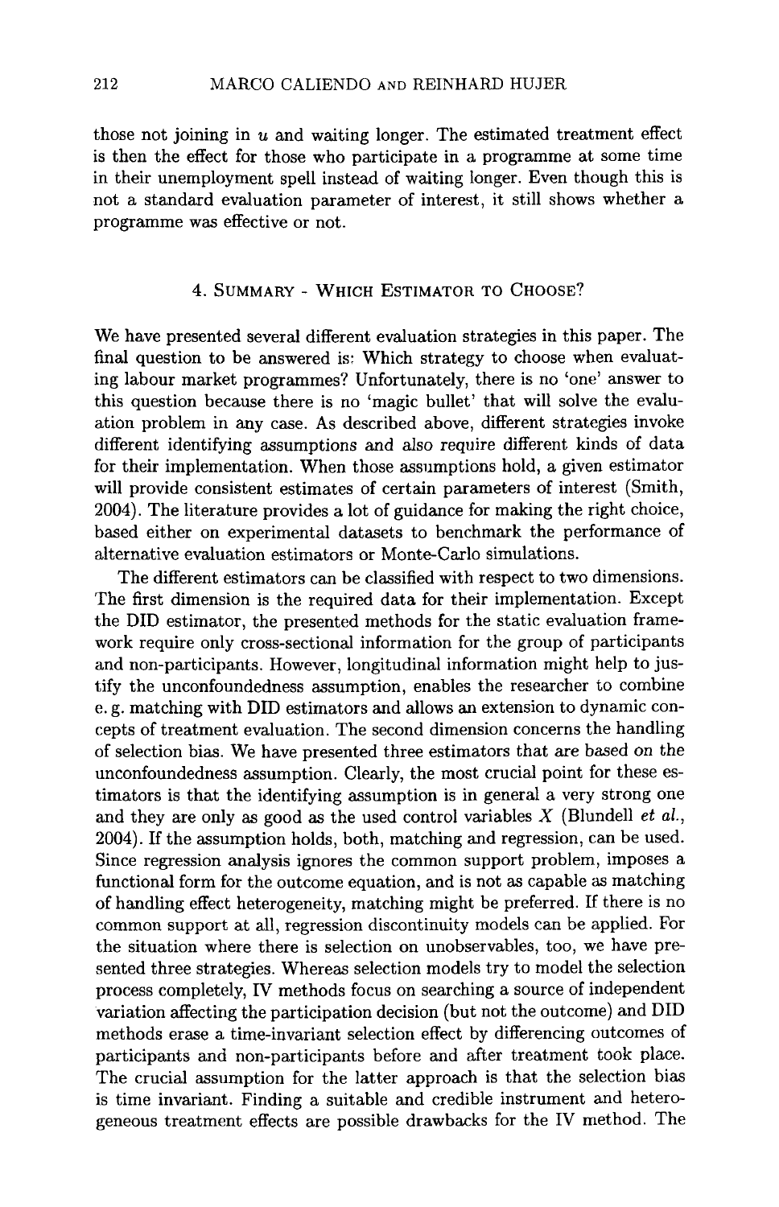those not joining in $u$ and waiting longer. The estimated treatment effect is then the effect for those who participate in a programme at some time in their unemployment spell instead of waiting longer. Even though this is not a standard evaluation parameter of interest, it still shows whether a programme was effective or not.

## 4. Summary - Which Estimator to Choose?

We have presented several different evaluation strategies in this paper. The final question to be answered is: Which strategy to choose when evaluating labour market programmes? Unfortunately, there is no 'one' answer to this question because there is no 'magic bullet' that will solve the evaluation problem in any case. As described above, different strategies invoke different identifying assumptions and also require different kinds of data for their implementation. When those assumptions hold, a given estimator will provide consistent estimates of certain parameters of interest (Smith, 2004). The literature provides a lot of guidance for making the right choice, based either on experimental datasets to benchmark the performance of alternative evaluation estimators or Monte-Carlo simulations.

The different estimators can be classified with respect to two dimensions. The first dimension is the required data for their implementation. Except the DID estimator, the presented methods for the static evaluation framework require only cross-sectional information for the group of participants and non-participants. However, longitudinal information might help to justify the unconfoundedness assumption, enables the researcher to combine e. g. matching with DID estimators and allows an extension to dynamic concepts of treatment evaluation. The second dimension concerns the handling of selection bias. We have presented three estimators that are based on the unconfoundedness assumption. Clearly, the most crucial point for these estimators is that the identifying assumption is in general a very strong one and they are only as good as the used control variables $X$ (Blundell *et al.*, 2004). If the assumption holds, both, matching and regression, can be used. Since regression analysis ignores the common support problem, imposes a functional form for the outcome equation, and is not as capable as matching of handling effect heterogeneity, matching might be preferred. If there is no common support at all, regression discontinuity models can be applied. For the situation where there is selection on unobservables, too, we have presented three strategies. Whereas selection models try to model the selection process completely, IV methods focus on searching a source of independent variation affecting the participation decision (but not the outcome) and DID methods erase a time-invariant selection effect by differencing outcomes of participants and non-participants before and after treatment took place. The crucial assumption for the latter approach is that the selection bias is time invariant. Finding a suitable and credible instrument and heterogeneous treatment effects are possible drawbacks for the IV method. The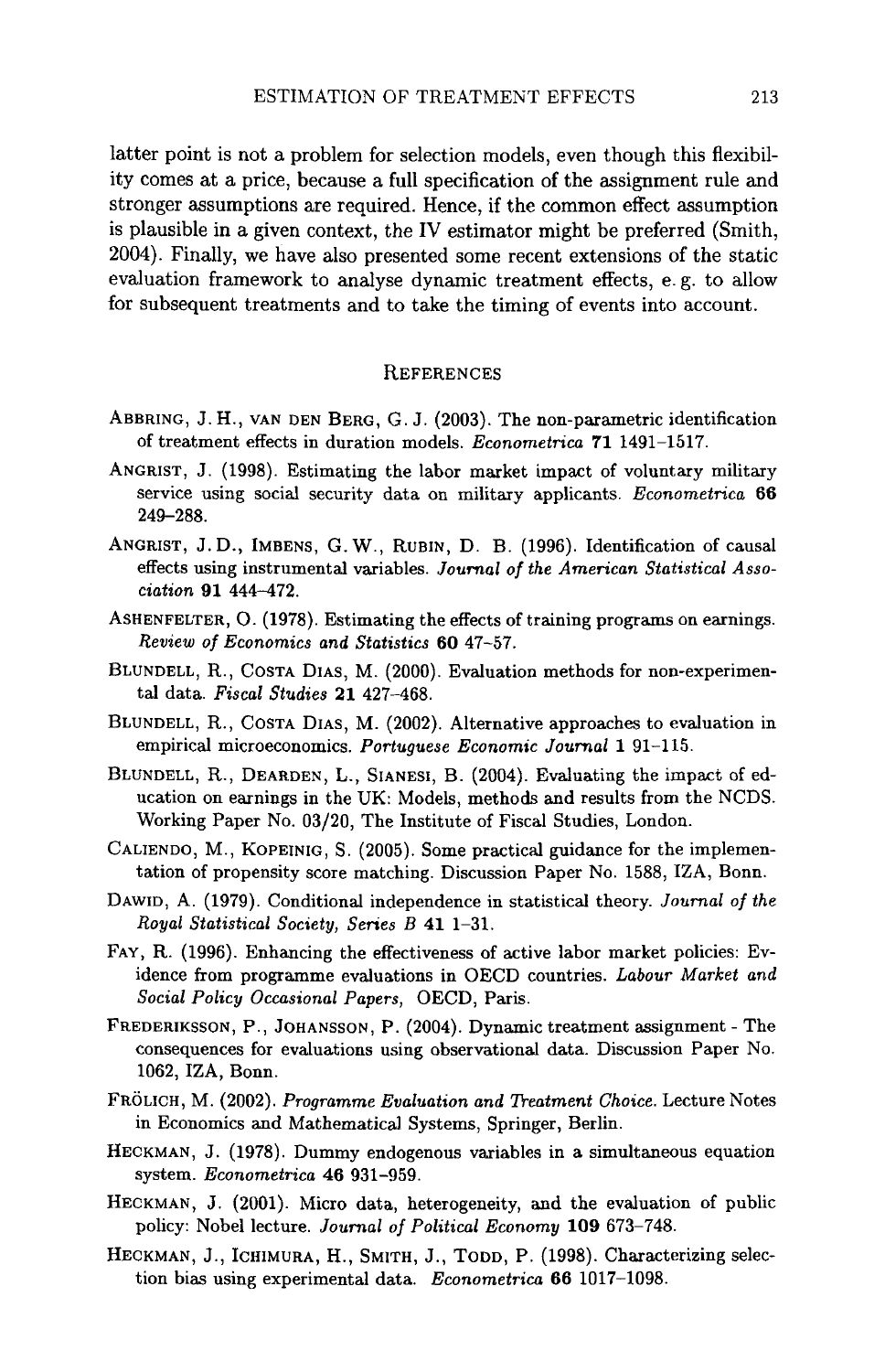latter point is not a problem for selection models, even though this flexibility comes at a price, because a full specification of the assignment rule and stronger assumptions are required. Hence, if the common effect assumption is plausible in a given context, the IV estimator might be preferred (Smith, 2004). Finally, we have also presented some recent extensions of the static evaluation framework to analyse dynamic treatment effects, e. g. to allow for subsequent treatments and to take the timing of events into account.

## REFERENCES

ABBRING, J. H., VAN DEN BERG, G. J. (2003). The non-parametric identification of treatment effects in duration models. *Econometrica* **71** 1491–1517.

ANGRIST, J. (1998). Estimating the labor market impact of voluntary military service using social security data on military applicants. *Econometrica* **66** 249–288.

ANGRIST, J. D., IMBENS, G. W., RUBIN, D. B. (1996). Identification of causal effects using instrumental variables. *Journal of the American Statistical Association* **91** 444–472.

ASHENFELTER, O. (1978). Estimating the effects of training programs on earnings. *Review of Economics and Statistics* **60** 47–57.

BLUNDELL, R., COSTA DIAS, M. (2000). Evaluation methods for non-experimental data. *Fiscal Studies* **21** 427–468.

BLUNDELL, R., COSTA DIAS, M. (2002). Alternative approaches to evaluation in empirical microeconomics. *Portuguese Economic Journal* **1** 91–115.

BLUNDELL, R., DEARDEN, L., SIANESI, B. (2004). Evaluating the impact of education on earnings in the UK: Models, methods and results from the NCDS. Working Paper No. 03/20, The Institute of Fiscal Studies, London.

CALIENDO, M., KOPEINIG, S. (2005). Some practical guidance for the implementation of propensity score matching. Discussion Paper No. 1588, IZA, Bonn.

DAWID, A. (1979). Conditional independence in statistical theory. *Journal of the Royal Statistical Society, Series B* **41** 1–31.

FAY, R. (1996). Enhancing the effectiveness of active labor market policies: Evidence from programme evaluations in OECD countries. *Labour Market and Social Policy Occasional Papers,* OECD, Paris.

FREDERIKSSON, P., JOHANSSON, P. (2004). Dynamic treatment assignment - The consequences for evaluations using observational data. Discussion Paper No. 1062, IZA, Bonn.

FRÖLICH, M. (2002). *Programme Evaluation and Treatment Choice.* Lecture Notes in Economics and Mathematical Systems, Springer, Berlin.

HECKMAN, J. (1978). Dummy endogenous variables in a simultaneous equation system. *Econometrica* **46** 931–959.

HECKMAN, J. (2001). Micro data, heterogeneity, and the evaluation of public policy: Nobel lecture. *Journal of Political Economy* **109** 673–748.

HECKMAN, J., ICHIMURA, H., SMITH, J., TODD, P. (1998). Characterizing selection bias using experimental data. *Econometrica* **66** 1017–1098.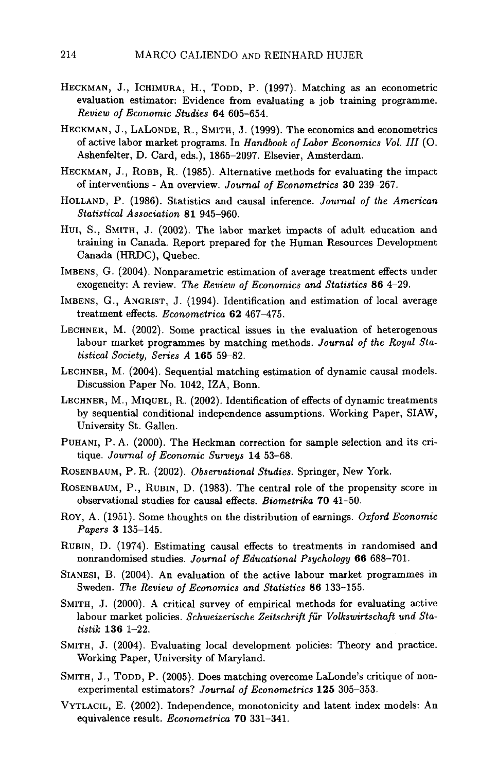Heckman, J., Ichimura, H., Todd, P. (1997). Matching as an econometric evaluation estimator: Evidence from evaluating a job training programme. *Review of Economic Studies* **64** 605–654.

Heckman, J., LaLonde, R., Smith, J. (1999). The economics and econometrics of active labor market programs. In *Handbook of Labor Economics Vol. III* (O. Ashenfelter, D. Card, eds.), 1865–2097. Elsevier, Amsterdam.

Heckman, J., Robb, R. (1985). Alternative methods for evaluating the impact of interventions - An overview. *Journal of Econometrics* **30** 239–267.

Holland, P. (1986). Statistics and causal inference. *Journal of the American Statistical Association* **81** 945–960.

Hui, S., Smith, J. (2002). The labor market impacts of adult education and training in Canada. Report prepared for the Human Resources Development Canada (HRDC), Quebec.

Imbens, G. (2004). Nonparametric estimation of average treatment effects under exogeneity: A review. *The Review of Economics and Statistics* **86** 4–29.

Imbens, G., Angrist, J. (1994). Identification and estimation of local average treatment effects. *Econometrica* **62** 467–475.

Lechner, M. (2002). Some practical issues in the evaluation of heterogenous labour market programmes by matching methods. *Journal of the Royal Statistical Society, Series A* **165** 59–82.

Lechner, M. (2004). Sequential matching estimation of dynamic causal models. Discussion Paper No. 1042, IZA, Bonn.

Lechner, M., Miquel, R. (2002). Identification of effects of dynamic treatments by sequential conditional independence assumptions. Working Paper, SIAW, University St. Gallen.

Puhani, P. A. (2000). The Heckman correction for sample selection and its critique. *Journal of Economic Surveys* **14** 53–68.

Rosenbaum, P. R. (2002). *Observational Studies.* Springer, New York.

Rosenbaum, P., Rubin, D. (1983). The central role of the propensity score in observational studies for causal effects. *Biometrika* **70** 41–50.

Roy, A. (1951). Some thoughts on the distribution of earnings. *Oxford Economic Papers* **3** 135–145.

Rubin, D. (1974). Estimating causal effects to treatments in randomised and nonrandomised studies. *Journal of Educational Psychology* **66** 688–701.

Sianesi, B. (2004). An evaluation of the active labour market programmes in Sweden. *The Review of Economics and Statistics* **86** 133–155.

Smith, J. (2000). A critical survey of empirical methods for evaluating active labour market policies. *Schweizerische Zeitschrift für Volkswirtschaft und Statistik* **136** 1–22.

Smith, J. (2004). Evaluating local development policies: Theory and practice. Working Paper, University of Maryland.

Smith, J., Todd, P. (2005). Does matching overcome LaLonde's critique of nonexperimental estimators? *Journal of Econometrics* **125** 305–353.

Vytlacil, E. (2002). Independence, monotonicity and latent index models: An equivalence result. *Econometrica* **70** 331–341.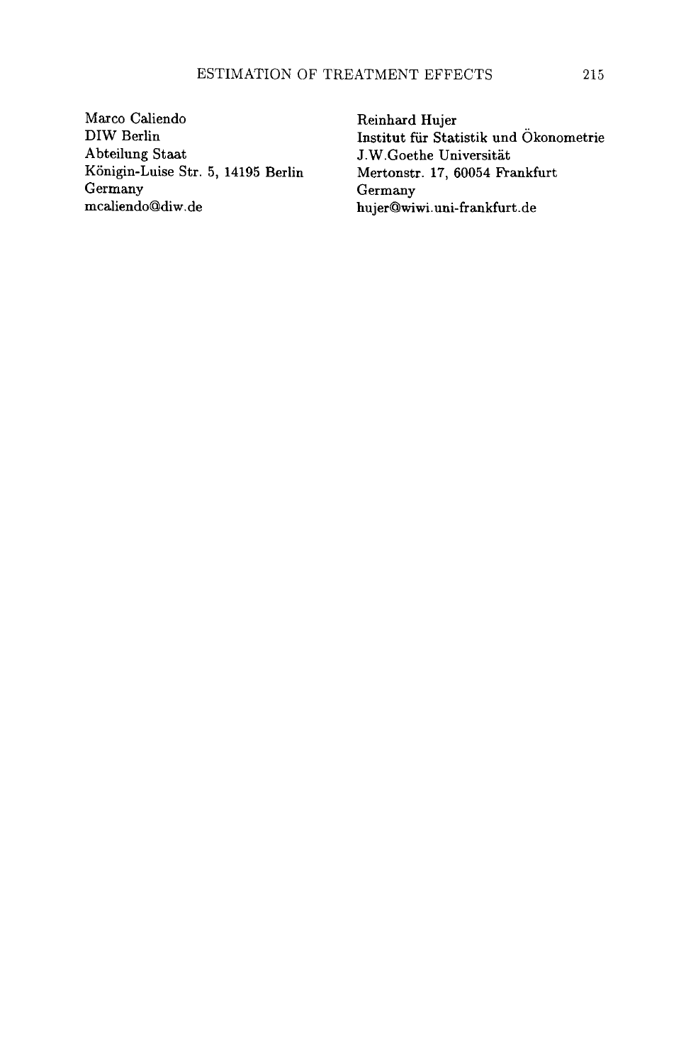Marco Caliendo
DIW Berlin
Abteilung Staat
Königin-Luise Str. 5, 14195 Berlin
Germany
mcaliendo@diw.de

Reinhard Hujer
Institut für Statistik und Ökonometrie
J.W.Goethe Universität
Mertonstr. 17, 60054 Frankfurt
Germany
hujer@wiwi.uni-frankfurt.de